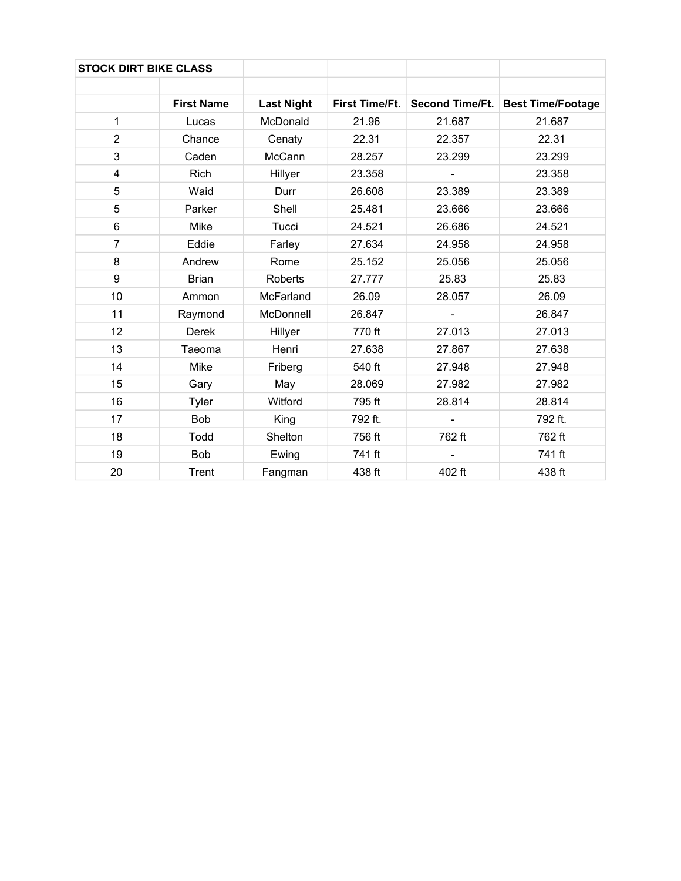| STOCK DIRT BIKE CLASS | | | | | |
|---|---|---|---|---|---|
| | | | | | |
| | **First Name** | **Last Night** | **First Time/Ft.** | **Second Time/Ft.** | **Best Time/Footage** |
| 1 | Lucas | McDonald | 21.96 | 21.687 | 21.687 |
| 2 | Chance | Cenaty | 22.31 | 22.357 | 22.31 |
| 3 | Caden | McCann | 28.257 | 23.299 | 23.299 |
| 4 | Rich | Hillyer | 23.358 | - | 23.358 |
| 5 | Waid | Durr | 26.608 | 23.389 | 23.389 |
| 5 | Parker | Shell | 25.481 | 23.666 | 23.666 |
| 6 | Mike | Tucci | 24.521 | 26.686 | 24.521 |
| 7 | Eddie | Farley | 27.634 | 24.958 | 24.958 |
| 8 | Andrew | Rome | 25.152 | 25.056 | 25.056 |
| 9 | Brian | Roberts | 27.777 | 25.83 | 25.83 |
| 10 | Ammon | McFarland | 26.09 | 28.057 | 26.09 |
| 11 | Raymond | McDonnell | 26.847 | - | 26.847 |
| 12 | Derek | Hillyer | 770 ft | 27.013 | 27.013 |
| 13 | Taeoma | Henri | 27.638 | 27.867 | 27.638 |
| 14 | Mike | Friberg | 540 ft | 27.948 | 27.948 |
| 15 | Gary | May | 28.069 | 27.982 | 27.982 |
| 16 | Tyler | Witford | 795 ft | 28.814 | 28.814 |
| 17 | Bob | King | 792 ft. | - | 792 ft. |
| 18 | Todd | Shelton | 756 ft | 762 ft | 762 ft |
| 19 | Bob | Ewing | 741 ft | - | 741 ft |
| 20 | Trent | Fangman | 438 ft | 402 ft | 438 ft |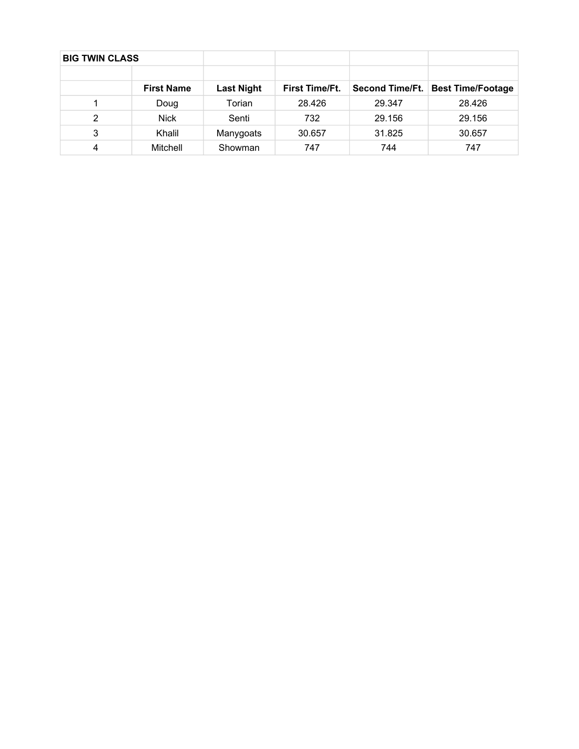| BIG TWIN CLASS | | | | | |
|---|---|---|---|---|---|
| | | | | | |
| | First Name | Last Night | First Time/Ft. | Second Time/Ft. | Best Time/Footage |
| 1 | Doug | Torian | 28.426 | 29.347 | 28.426 |
| 2 | Nick | Senti | 732 | 29.156 | 29.156 |
| 3 | Khalil | Manygoats | 30.657 | 31.825 | 30.657 |
| 4 | Mitchell | Showman | 747 | 744 | 747 |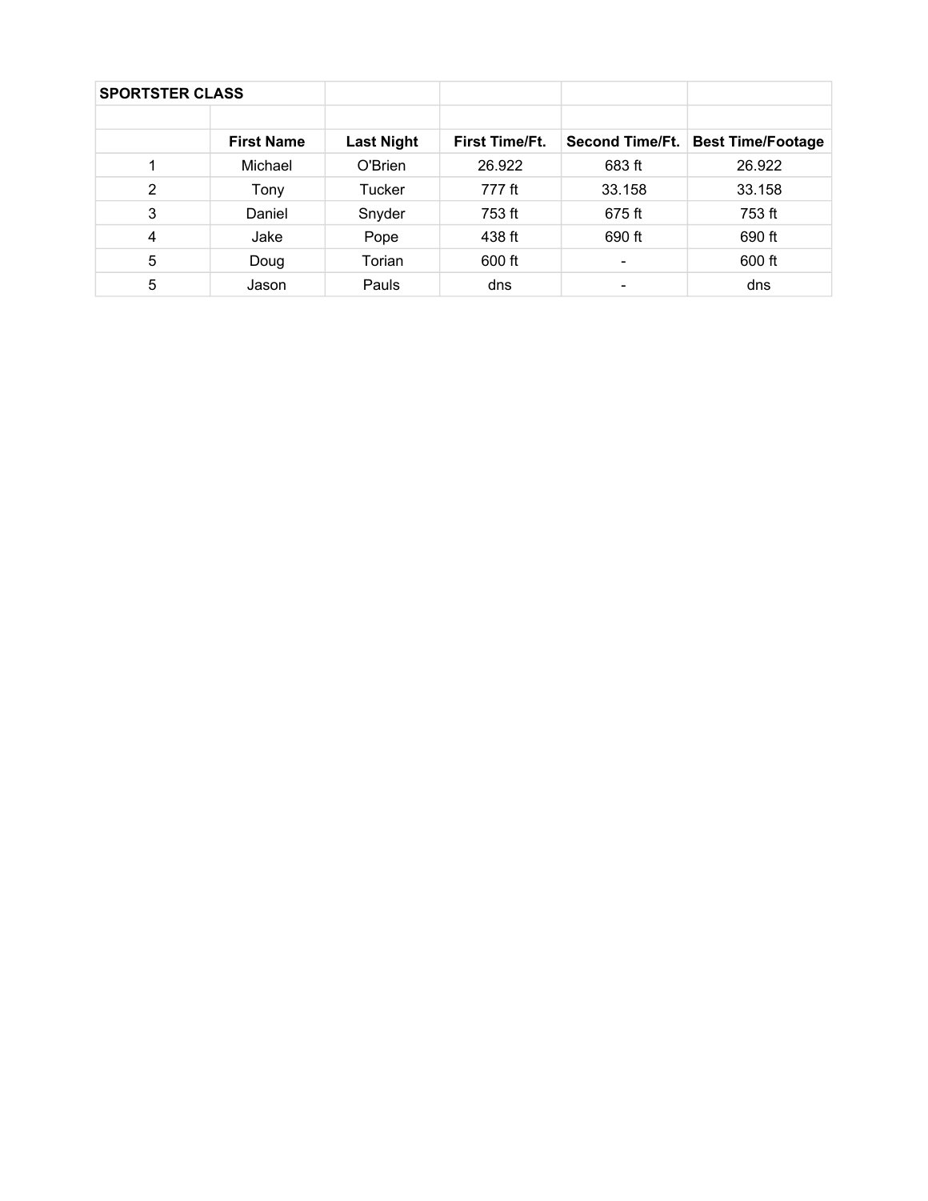| SPORTSTER CLASS | | | | | |
|---|---|---|---|---|---|
| | | | | | |
| | **First Name** | **Last Night** | **First Time/Ft.** | **Second Time/Ft.** | **Best Time/Footage** |
| 1 | Michael | O'Brien | 26.922 | 683 ft | 26.922 |
| 2 | Tony | Tucker | 777 ft | 33.158 | 33.158 |
| 3 | Daniel | Snyder | 753 ft | 675 ft | 753 ft |
| 4 | Jake | Pope | 438 ft | 690 ft | 690 ft |
| 5 | Doug | Torian | 600 ft | - | 600 ft |
| 5 | Jason | Pauls | dns | - | dns |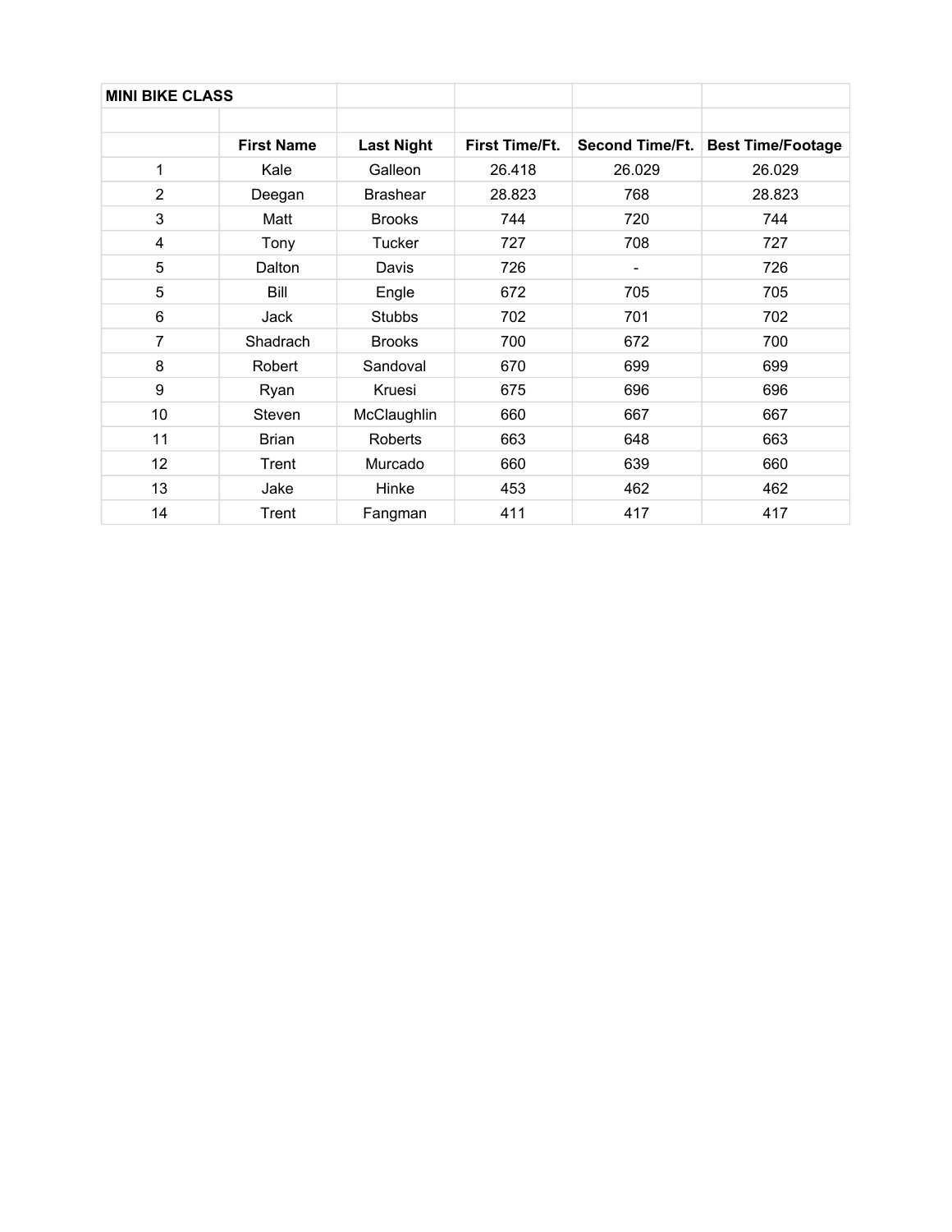| MINI BIKE CLASS | | | | | |
|---|---|---|---|---|---|
| | | | | | |
| | **First Name** | **Last Night** | **First Time/Ft.** | **Second Time/Ft.** | **Best Time/Footage** |
| 1 | Kale | Galleon | 26.418 | 26.029 | 26.029 |
| 2 | Deegan | Brashear | 28.823 | 768 | 28.823 |
| 3 | Matt | Brooks | 744 | 720 | 744 |
| 4 | Tony | Tucker | 727 | 708 | 727 |
| 5 | Dalton | Davis | 726 | - | 726 |
| 5 | Bill | Engle | 672 | 705 | 705 |
| 6 | Jack | Stubbs | 702 | 701 | 702 |
| 7 | Shadrach | Brooks | 700 | 672 | 700 |
| 8 | Robert | Sandoval | 670 | 699 | 699 |
| 9 | Ryan | Kruesi | 675 | 696 | 696 |
| 10 | Steven | McClaughlin | 660 | 667 | 667 |
| 11 | Brian | Roberts | 663 | 648 | 663 |
| 12 | Trent | Murcado | 660 | 639 | 660 |
| 13 | Jake | Hinke | 453 | 462 | 462 |
| 14 | Trent | Fangman | 411 | 417 | 417 |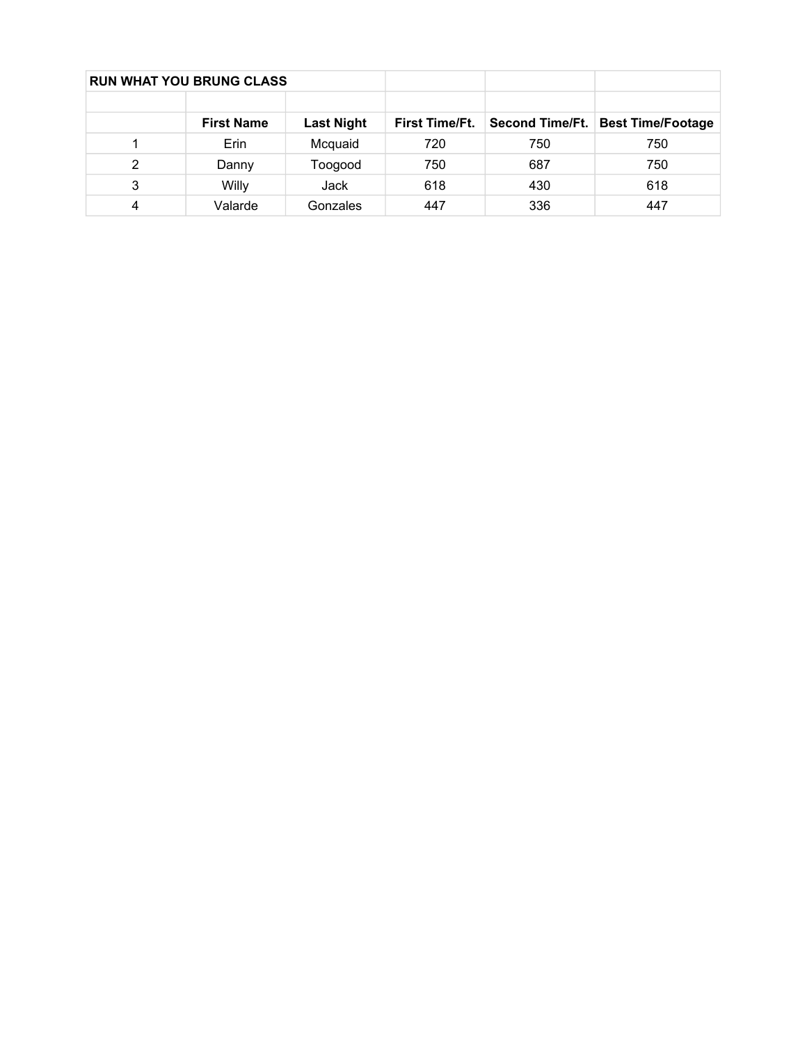| RUN WHAT YOU BRUNG CLASS | | | | | |
|---|---|---|---|---|---|
| | | | | | |
| | **First Name** | **Last Night** | **First Time/Ft.** | **Second Time/Ft.** | **Best Time/Footage** |
| 1 | Erin | Mcquaid | 720 | 750 | 750 |
| 2 | Danny | Toogood | 750 | 687 | 750 |
| 3 | Willy | Jack | 618 | 430 | 618 |
| 4 | Valarde | Gonzales | 447 | 336 | 447 |